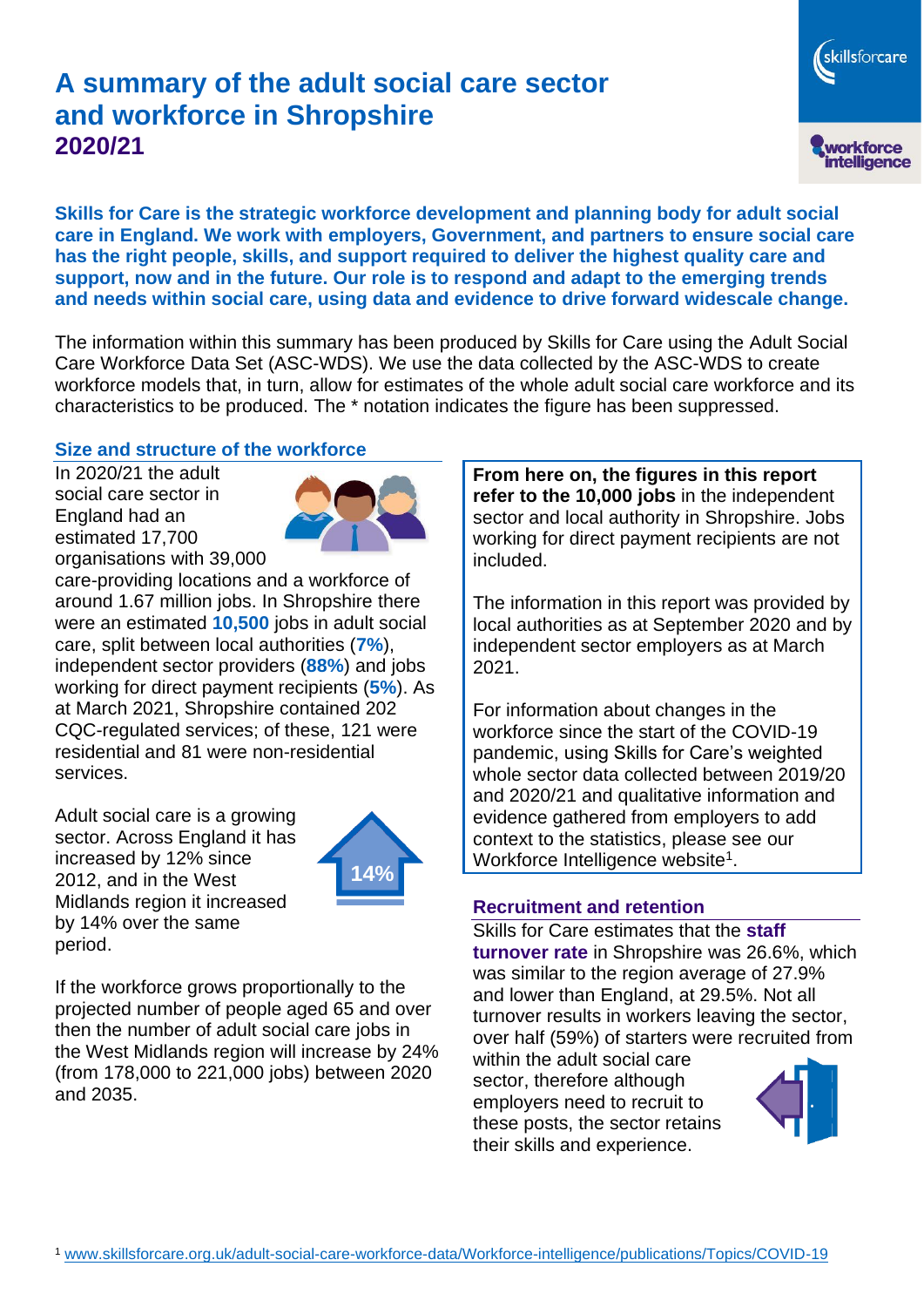# A summary of the adult social care sector and workforce in Shropshire 2020/21

**Skills for Care is the strategic workforce development and planning body for adult social care in England. We work with employers, Government, and partners to ensure social care has the right people, skills, and support required to deliver the highest quality care and support, now and in the future. Our role is to respond and adapt to the emerging trends and needs within social care, using data and evidence to drive forward widescale change.**

The information within this summary has been produced by Skills for Care using the Adult Social Care Workforce Data Set (ASC-WDS). We use the data collected by the ASC-WDS to create workforce models that, in turn, allow for estimates of the whole adult social care workforce and its characteristics to be produced. The * notation indicates the figure has been suppressed.

## Size and structure of the workforce

In 2020/21 the adult social care sector in England had an estimated 17,700 organisations with 39,000 care-providing locations and a workforce of around 1.67 million jobs. In Shropshire there were an estimated **10,500** jobs in adult social care, split between local authorities (**7%**), independent sector providers (**88%**) and jobs working for direct payment recipients (**5%**). As at March 2021, Shropshire contained 202 CQC-regulated services; of these, 121 were residential and 81 were non-residential services.

Adult social care is a growing sector. Across England it has increased by 12% since 2012, and in the West Midlands region it increased by 14% over the same period.

14%

If the workforce grows proportionally to the projected number of people aged 65 and over then the number of adult social care jobs in the West Midlands region will increase by 24% (from 178,000 to 221,000 jobs) between 2020 and 2035.

**From here on, the figures in this report refer to the 10,000 jobs** in the independent sector and local authority in Shropshire. Jobs working for direct payment recipients are not included.

The information in this report was provided by local authorities as at September 2020 and by independent sector employers as at March 2021.

For information about changes in the workforce since the start of the COVID-19 pandemic, using Skills for Care's weighted whole sector data collected between 2019/20 and 2020/21 and qualitative information and evidence gathered from employers to add context to the statistics, please see our Workforce Intelligence website[1].

## Recruitment and retention

Skills for Care estimates that the **staff turnover rate** in Shropshire was 26.6%, which was similar to the region average of 27.9% and lower than England, at 29.5%. Not all turnover results in workers leaving the sector, over half (59%) of starters were recruited from within the adult social care sector, therefore although employers need to recruit to these posts, the sector retains their skills and experience.

[1] www.skillsforcare.org.uk/adult-social-care-workforce-data/Workforce-intelligence/publications/Topics/COVID-19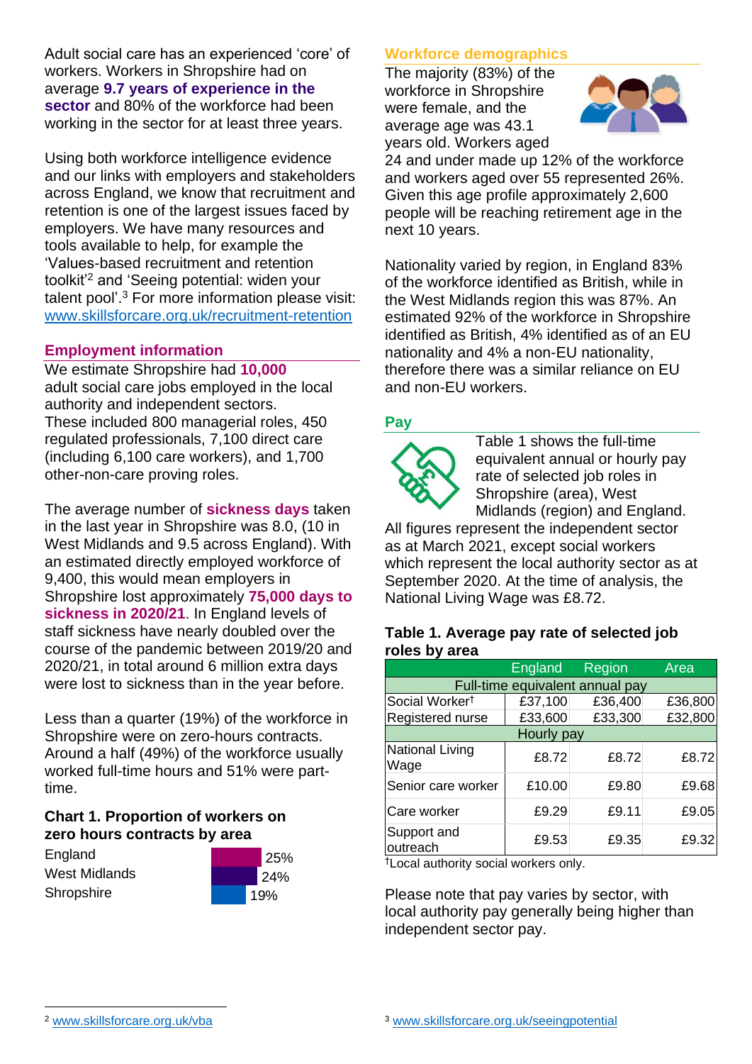Adult social care has an experienced 'core' of workers. Workers in Shropshire had on average **9.7 years of experience in the sector** and 80% of the workforce had been working in the sector for at least three years.

Using both workforce intelligence evidence and our links with employers and stakeholders across England, we know that recruitment and retention is one of the largest issues faced by employers. We have many resources and tools available to help, for example the 'Values-based recruitment and retention toolkit'[2] and 'Seeing potential: widen your talent pool'.[3] For more information please visit: www.skillsforcare.org.uk/recruitment-retention

## Employment information

We estimate Shropshire had **10,000** adult social care jobs employed in the local authority and independent sectors. These included 800 managerial roles, 450 regulated professionals, 7,100 direct care (including 6,100 care workers), and 1,700 other-non-care proving roles.

The average number of **sickness days** taken in the last year in Shropshire was 8.0, (10 in West Midlands and 9.5 across England). With an estimated directly employed workforce of 9,400, this would mean employers in Shropshire lost approximately **75,000 days to sickness in 2020/21**. In England levels of staff sickness have nearly doubled over the course of the pandemic between 2019/20 and 2020/21, in total around 6 million extra days were lost to sickness than in the year before.

Less than a quarter (19%) of the workforce in Shropshire were on zero-hours contracts. Around a half (49%) of the workforce usually worked full-time hours and 51% were part-time.

### Chart 1. Proportion of workers on zero hours contracts by area

| Area | Proportion |
|---|---|
| England | 25% |
| West Midlands | 24% |
| Shropshire | 19% |

## Workforce demographics

The majority (83%) of the workforce in Shropshire were female, and the average age was 43.1 years old. Workers aged 24 and under made up 12% of the workforce and workers aged over 55 represented 26%. Given this age profile approximately 2,600 people will be reaching retirement age in the next 10 years.

Nationality varied by region, in England 83% of the workforce identified as British, while in the West Midlands region this was 87%. An estimated 92% of the workforce in Shropshire identified as British, 4% identified as of an EU nationality and 4% a non-EU nationality, therefore there was a similar reliance on EU and non-EU workers.

## Pay

Table 1 shows the full-time equivalent annual or hourly pay rate of selected job roles in Shropshire (area), West Midlands (region) and England. All figures represent the independent sector as at March 2021, except social workers which represent the local authority sector as at September 2020. At the time of analysis, the National Living Wage was £8.72.

### Table 1. Average pay rate of selected job roles by area

| | England | Region | Area |
|---|---|---|---|
| **Full-time equivalent annual pay** | | | |
| Social Worker† | £37,100 | £36,400 | £36,800 |
| Registered nurse | £33,600 | £33,300 | £32,800 |
| **Hourly pay** | | | |
| National Living Wage | £8.72 | £8.72 | £8.72 |
| Senior care worker | £10.00 | £9.80 | £9.68 |
| Care worker | £9.29 | £9.11 | £9.05 |
| Support and outreach | £9.53 | £9.35 | £9.32 |

†Local authority social workers only.

Please note that pay varies by sector, with local authority pay generally being higher than independent sector pay.

---

[2] www.skillsforcare.org.uk/vba

[3] www.skillsforcare.org.uk/seeingpotential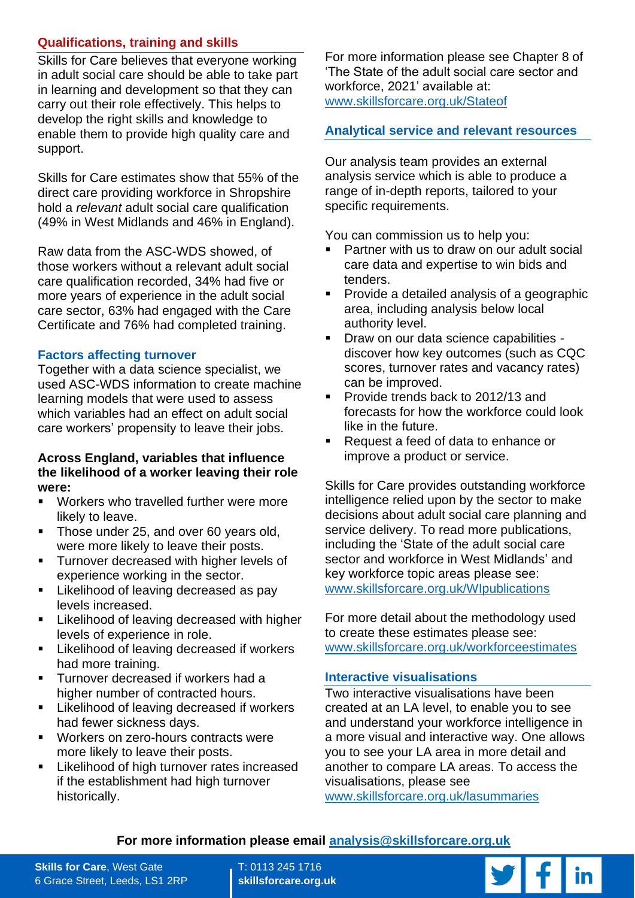## Qualifications, training and skills

Skills for Care believes that everyone working in adult social care should be able to take part in learning and development so that they can carry out their role effectively. This helps to develop the right skills and knowledge to enable them to provide high quality care and support.

Skills for Care estimates show that 55% of the direct care providing workforce in Shropshire hold a *relevant* adult social care qualification (49% in West Midlands and 46% in England).

Raw data from the ASC-WDS showed, of those workers without a relevant adult social care qualification recorded, 34% had five or more years of experience in the adult social care sector, 63% had engaged with the Care Certificate and 76% had completed training.

## Factors affecting turnover

Together with a data science specialist, we used ASC-WDS information to create machine learning models that were used to assess which variables had an effect on adult social care workers' propensity to leave their jobs.

**Across England, variables that influence the likelihood of a worker leaving their role were:**

- Workers who travelled further were more likely to leave.
- Those under 25, and over 60 years old, were more likely to leave their posts.
- Turnover decreased with higher levels of experience working in the sector.
- Likelihood of leaving decreased as pay levels increased.
- Likelihood of leaving decreased with higher levels of experience in role.
- Likelihood of leaving decreased if workers had more training.
- Turnover decreased if workers had a higher number of contracted hours.
- Likelihood of leaving decreased if workers had fewer sickness days.
- Workers on zero-hours contracts were more likely to leave their posts.
- Likelihood of high turnover rates increased if the establishment had high turnover historically.

For more information please see Chapter 8 of 'The State of the adult social care sector and workforce, 2021' available at: www.skillsforcare.org.uk/Stateof

## Analytical service and relevant resources

Our analysis team provides an external analysis service which is able to produce a range of in-depth reports, tailored to your specific requirements.

You can commission us to help you:

- Partner with us to draw on our adult social care data and expertise to win bids and tenders.
- Provide a detailed analysis of a geographic area, including analysis below local authority level.
- Draw on our data science capabilities - discover how key outcomes (such as CQC scores, turnover rates and vacancy rates) can be improved.
- Provide trends back to 2012/13 and forecasts for how the workforce could look like in the future.
- Request a feed of data to enhance or improve a product or service.

Skills for Care provides outstanding workforce intelligence relied upon by the sector to make decisions about adult social care planning and service delivery. To read more publications, including the 'State of the adult social care sector and workforce in West Midlands' and key workforce topic areas please see: www.skillsforcare.org.uk/WIpublications

For more detail about the methodology used to create these estimates please see: www.skillsforcare.org.uk/workforceestimates

## Interactive visualisations

Two interactive visualisations have been created at an LA level, to enable you to see and understand your workforce intelligence in a more visual and interactive way. One allows you to see your LA area in more detail and another to compare LA areas. To access the visualisations, please see www.skillsforcare.org.uk/lasummaries

**For more information please email analysis@skillsforcare.org.uk**

**Skills for Care**, West Gate
6 Grace Street, Leeds, LS1 2RP

T: 0113 245 1716
**skillsforcare.org.uk**